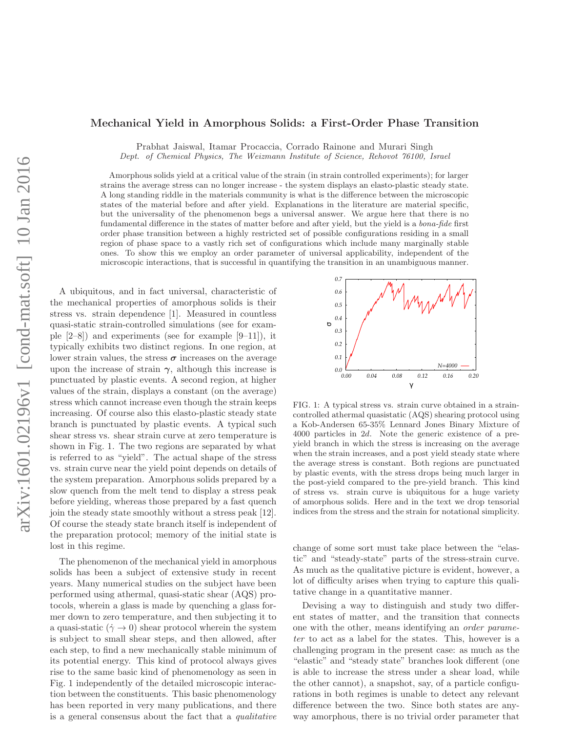# Mechanical Yield in Amorphous Solids: a First-Order Phase Transition

Prabhat Jaiswal, Itamar Procaccia, Corrado Rainone and Murari Singh

*Dept. of Chemical Physics, The Weizmann Institute of Science, Rehovot 76100, Israel*

Amorphous solids yield at a critical value of the strain (in strain controlled experiments); for larger strains the average stress can no longer increase - the system displays an elasto-plastic steady state. A long standing riddle in the materials community is what is the difference between the microscopic states of the material before and after yield. Explanations in the literature are material specific, but the universality of the phenomenon begs a universal answer. We argue here that there is no fundamental difference in the states of matter before and after yield, but the yield is a *bona-fide* first order phase transition between a highly restricted set of possible configurations residing in a small region of phase space to a vastly rich set of configurations which include many marginally stable ones. To show this we employ an order parameter of universal applicability, independent of the microscopic interactions, that is successful in quantifying the transition in an unambiguous manner.

A ubiquitous, and in fact universal, characteristic of the mechanical properties of amorphous solids is their stress vs. strain dependence [1]. Measured in countless quasi-static strain-controlled simulations (see for example [2–8]) and experiments (see for example [9–11]), it typically exhibits two distinct regions. In one region, at lower strain values, the stress $\boldsymbol{\sigma}$ increases on the average upon the increase of strain $\boldsymbol{\gamma}$, although this increase is punctuated by plastic events. A second region, at higher values of the strain, displays a constant (on the average) stress which cannot increase even though the strain keeps increasing. Of course also this elasto-plastic steady state branch is punctuated by plastic events. A typical such shear stress vs. shear strain curve at zero temperature is shown in Fig. 1. The two regions are separated by what is referred to as "yield". The actual shape of the stress vs. strain curve near the yield point depends on details of the system preparation. Amorphous solids prepared by a slow quench from the melt tend to display a stress peak before yielding, whereas those prepared by a fast quench join the steady state smoothly without a stress peak [12]. Of course the steady state branch itself is independent of the preparation protocol; memory of the initial state is lost in this regime.

FIG. 1: A typical stress vs. strain curve obtained in a strain-controlled athermal quasistatic (AQS) shearing protocol using a Kob-Andersen 65-35% Lennard Jones Binary Mixture of 4000 particles in 2$d$. Note the generic existence of a pre-yield branch in which the stress is increasing on the average when the strain increases, and a post yield steady state where the average stress is constant. Both regions are punctuated by plastic events, with the stress drops being much larger in the post-yield compared to the pre-yield branch. This kind of stress vs. strain curve is ubiquitous for a huge variety of amorphous solids. Here and in the text we drop tensorial indices from the stress and the strain for notational simplicity.

The phenomenon of the mechanical yield in amorphous solids has been a subject of extensive study in recent years. Many numerical studies on the subject have been performed using athermal, quasi-static shear (AQS) protocols, wherein a glass is made by quenching a glass former down to zero temperature, and then subjecting it to a quasi-static ($\dot{\gamma} \to 0$) shear protocol wherein the system is subject to small shear steps, and then allowed, after each step, to find a new mechanically stable minimum of its potential energy. This kind of protocol always gives rise to the same basic kind of phenomenology as seen in Fig. 1 independently of the detailed microscopic interaction between the constituents. This basic phenomenology has been reported in very many publications, and there is a general consensus about the fact that a *qualitative* change of some sort must take place between the "elastic" and "steady-state" parts of the stress-strain curve. As much as the qualitative picture is evident, however, a lot of difficulty arises when trying to capture this qualitative change in a quantitative manner.

Devising a way to distinguish and study two different states of matter, and the transition that connects one with the other, means identifying an *order parameter* to act as a label for the states. This, however is a challenging program in the present case: as much as the "elastic" and "steady state" branches look different (one is able to increase the stress under a shear load, while the other cannot), a snapshot, say, of a particle configurations in both regimes is unable to detect any relevant difference between the two. Since both states are anyway amorphous, there is no trivial order parameter that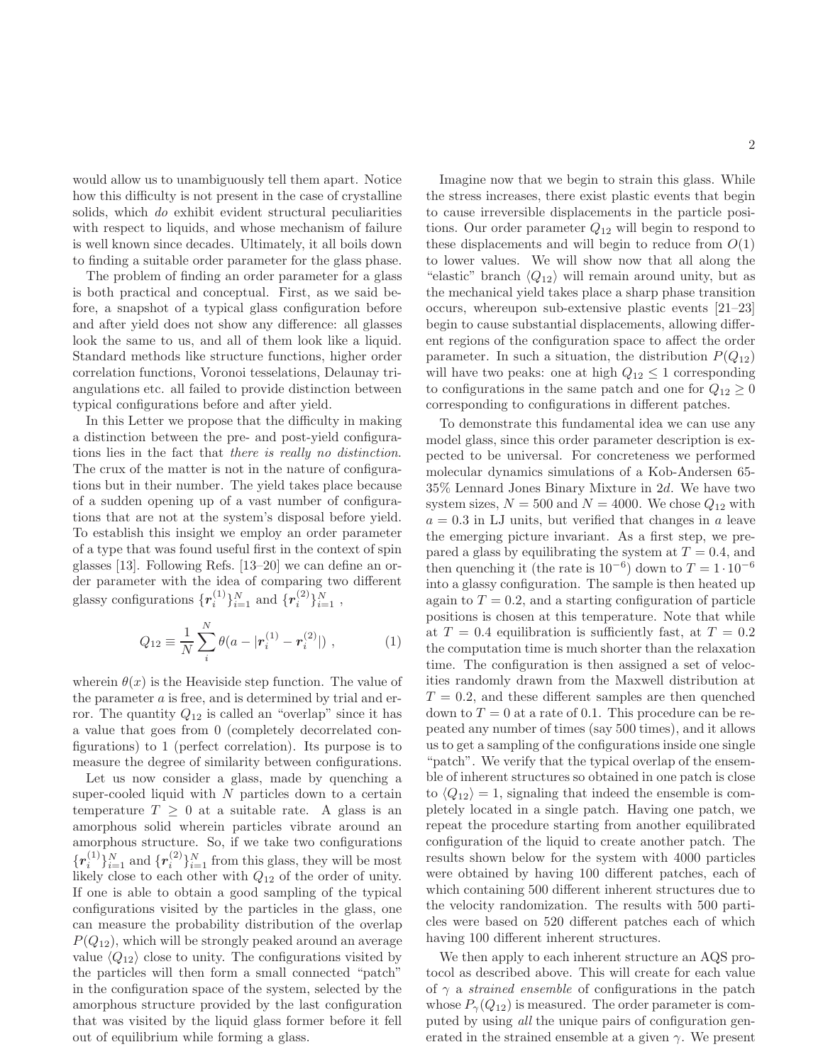would allow us to unambiguously tell them apart. Notice how this difficulty is not present in the case of crystalline solids, which *do* exhibit evident structural peculiarities with respect to liquids, and whose mechanism of failure is well known since decades. Ultimately, it all boils down to finding a suitable order parameter for the glass phase.

The problem of finding an order parameter for a glass is both practical and conceptual. First, as we said before, a snapshot of a typical glass configuration before and after yield does not show any difference: all glasses look the same to us, and all of them look like a liquid. Standard methods like structure functions, higher order correlation functions, Voronoi tesselations, Delaunay triangulations etc. all failed to provide distinction between typical configurations before and after yield.

In this Letter we propose that the difficulty in making a distinction between the pre- and post-yield configurations lies in the fact that *there is really no distinction.* The crux of the matter is not in the nature of configurations but in their number. The yield takes place because of a sudden opening up of a vast number of configurations that are not at the system's disposal before yield. To establish this insight we employ an order parameter of a type that was found useful first in the context of spin glasses [13]. Following Refs. [13–20] we can define an order parameter with the idea of comparing two different glassy configurations $\{\boldsymbol{r}_i^{(1)}\}_{i=1}^N$ and $\{\boldsymbol{r}_i^{(2)}\}_{i=1}^N$ ,

$$Q_{12} \equiv \frac{1}{N}\sum_i^N \theta(a - |\boldsymbol{r}_i^{(1)} - \boldsymbol{r}_i^{(2)}|) \ , \tag{1}$$

wherein $\theta(x)$ is the Heaviside step function. The value of the parameter $a$ is free, and is determined by trial and error. The quantity $Q_{12}$ is called an "overlap" since it has a value that goes from 0 (completely decorrelated configurations) to 1 (perfect correlation). Its purpose is to measure the degree of similarity between configurations.

Let us now consider a glass, made by quenching a super-cooled liquid with $N$ particles down to a certain temperature $T \geq 0$ at a suitable rate. A glass is an amorphous solid wherein particles vibrate around an amorphous structure. So, if we take two configurations $\{\boldsymbol{r}_i^{(1)}\}_{i=1}^N$ and $\{\boldsymbol{r}_i^{(2)}\}_{i=1}^N$ from this glass, they will be most likely close to each other with $Q_{12}$ of the order of unity. If one is able to obtain a good sampling of the typical configurations visited by the particles in the glass, one can measure the probability distribution of the overlap $P(Q_{12})$, which will be strongly peaked around an average value $\langle Q_{12}\rangle$ close to unity. The configurations visited by the particles will then form a small connected "patch" in the configuration space of the system, selected by the amorphous structure provided by the last configuration that was visited by the liquid glass former before it fell out of equilibrium while forming a glass.

Imagine now that we begin to strain this glass. While the stress increases, there exist plastic events that begin to cause irreversible displacements in the particle positions. Our order parameter $Q_{12}$ will begin to respond to these displacements and will begin to reduce from $O(1)$ to lower values. We will show now that all along the "elastic" branch $\langle Q_{12}\rangle$ will remain around unity, but as the mechanical yield takes place a sharp phase transition occurs, whereupon sub-extensive plastic events [21–23] begin to cause substantial displacements, allowing different regions of the configuration space to affect the order parameter. In such a situation, the distribution $P(Q_{12})$ will have two peaks: one at high $Q_{12} \leq 1$ corresponding to configurations in the same patch and one for $Q_{12} \geq 0$ corresponding to configurations in different patches.

To demonstrate this fundamental idea we can use any model glass, since this order parameter description is expected to be universal. For concreteness we performed molecular dynamics simulations of a Kob-Andersen 65-35% Lennard Jones Binary Mixture in $2d$. We have two system sizes, $N = 500$ and $N = 4000$. We chose $Q_{12}$ with $a = 0.3$ in LJ units, but verified that changes in $a$ leave the emerging picture invariant. As a first step, we prepared a glass by equilibrating the system at $T = 0.4$, and then quenching it (the rate is $10^{-6}$) down to $T = 1\cdot 10^{-6}$ into a glassy configuration. The sample is then heated up again to $T = 0.2$, and a starting configuration of particle positions is chosen at this temperature. Note that while at $T = 0.4$ equilibration is sufficiently fast, at $T = 0.2$ the computation time is much shorter than the relaxation time. The configuration is then assigned a set of velocities randomly drawn from the Maxwell distribution at $T = 0.2$, and these different samples are then quenched down to $T = 0$ at a rate of 0.1. This procedure can be repeated any number of times (say 500 times), and it allows us to get a sampling of the configurations inside one single "patch". We verify that the typical overlap of the ensemble of inherent structures so obtained in one patch is close to $\langle Q_{12}\rangle = 1$, signaling that indeed the ensemble is completely located in a single patch. Having one patch, we repeat the procedure starting from another equilibrated configuration of the liquid to create another patch. The results shown below for the system with 4000 particles were obtained by having 100 different patches, each of which containing 500 different inherent structures due to the velocity randomization. The results with 500 particles were based on 520 different patches each of which having 100 different inherent structures.

We then apply to each inherent structure an AQS protocol as described above. This will create for each value of $\gamma$ a *strained ensemble* of configurations in the patch whose $P_\gamma(Q_{12})$ is measured. The order parameter is computed by using *all* the unique pairs of configuration generated in the strained ensemble at a given $\gamma$. We present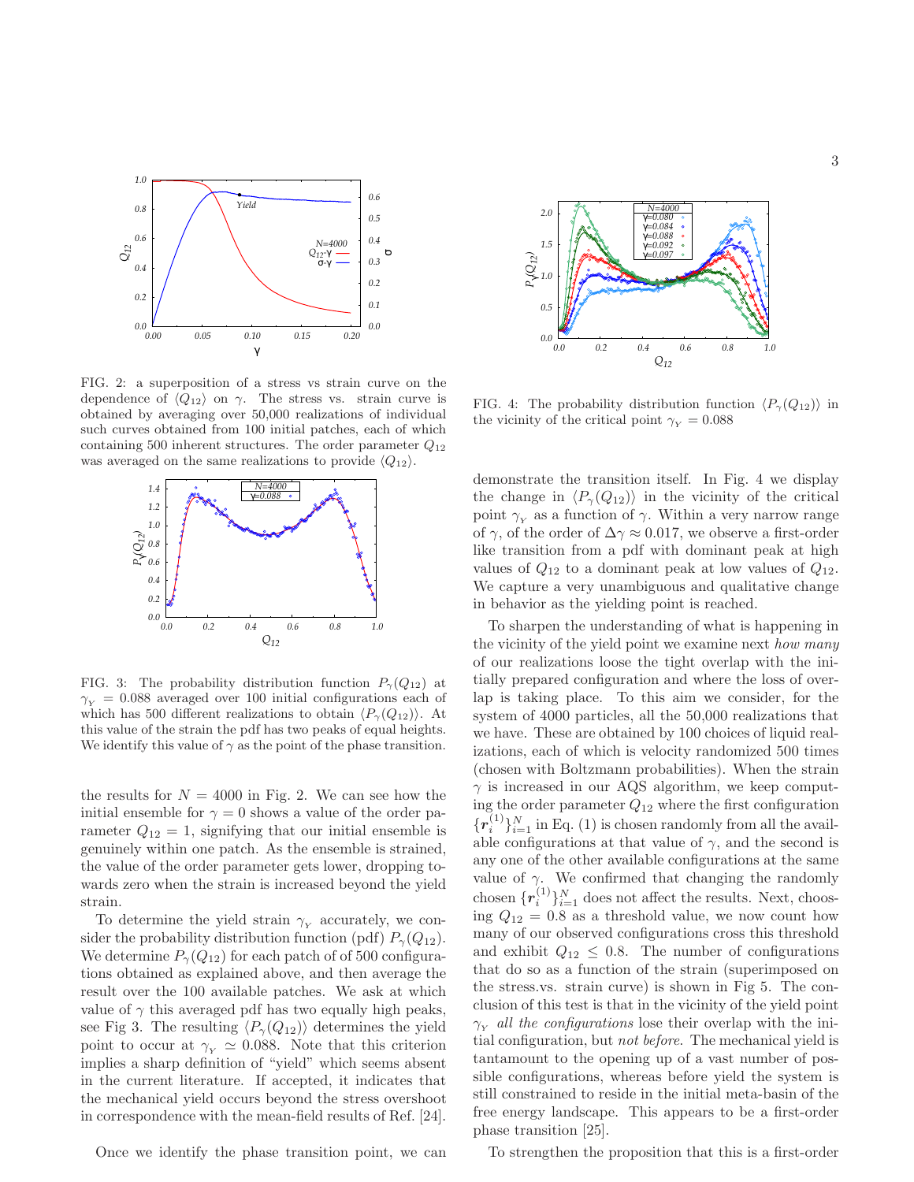FIG. 2: a superposition of a stress vs strain curve on the dependence of $\langle Q_{12}\rangle$ on $\gamma$. The stress vs. strain curve is obtained by averaging over 50,000 realizations of individual such curves obtained from 100 initial patches, each of which containing 500 inherent structures. The order parameter $Q_{12}$ was averaged on the same realizations to provide $\langle Q_{12}\rangle$.

FIG. 3: The probability distribution function $P_\gamma(Q_{12})$ at $\gamma_{_Y} = 0.088$ averaged over 100 initial configurations each of which has 500 different realizations to obtain $\langle P_\gamma(Q_{12})\rangle$. At this value of the strain the pdf has two peaks of equal heights. We identify this value of $\gamma$ as the point of the phase transition.

the results for $N = 4000$ in Fig. 2. We can see how the initial ensemble for $\gamma = 0$ shows a value of the order parameter $Q_{12} = 1$, signifying that our initial ensemble is genuinely within one patch. As the ensemble is strained, the value of the order parameter gets lower, dropping towards zero when the strain is increased beyond the yield strain.

To determine the yield strain $\gamma_{_Y}$ accurately, we consider the probability distribution function (pdf) $P_\gamma(Q_{12})$. We determine $P_\gamma(Q_{12})$ for each patch of of 500 configurations obtained as explained above, and then average the result over the 100 available patches. We ask at which value of $\gamma$ this averaged pdf has two equally high peaks, see Fig 3. The resulting $\langle P_\gamma(Q_{12})\rangle$ determines the yield point to occur at $\gamma_{_Y} \simeq 0.088$. Note that this criterion implies a sharp definition of "yield" which seems absent in the current literature. If accepted, it indicates that the mechanical yield occurs beyond the stress overshoot in correspondence with the mean-field results of Ref. [24].

Once we identify the phase transition point, we can demonstrate the transition itself. In Fig. 4 we display the change in $\langle P_\gamma(Q_{12})\rangle$ in the vicinity of the critical point $\gamma_{_Y}$ as a function of $\gamma$. Within a very narrow range of $\gamma$, of the order of $\Delta\gamma \approx 0.017$, we observe a first-order like transition from a pdf with dominant peak at high values of $Q_{12}$ to a dominant peak at low values of $Q_{12}$. We capture a very unambiguous and qualitative change in behavior as the yielding point is reached.

FIG. 4: The probability distribution function $\langle P_\gamma(Q_{12})\rangle$ in the vicinity of the critical point $\gamma_{_Y} = 0.088$

To sharpen the understanding of what is happening in the vicinity of the yield point we examine next *how many* of our realizations loose the tight overlap with the initially prepared configuration and where the loss of overlap is taking place. To this aim we consider, for the system of 4000 particles, all the 50,000 realizations that we have. These are obtained by 100 choices of liquid realizations, each of which is velocity randomized 500 times (chosen with Boltzmann probabilities). When the strain $\gamma$ is increased in our AQS algorithm, we keep computing the order parameter $Q_{12}$ where the first configuration $\{\boldsymbol{r}_i^{(1)}\}_{i=1}^N$ in Eq. (1) is chosen randomly from all the available configurations at that value of $\gamma$, and the second is any one of the other available configurations at the same value of $\gamma$. We confirmed that changing the randomly chosen $\{\boldsymbol{r}_i^{(1)}\}_{i=1}^N$ does not affect the results. Next, choosing $Q_{12} = 0.8$ as a threshold value, we now count how many of our observed configurations cross this threshold and exhibit $Q_{12} \le 0.8$. The number of configurations that do so as a function of the strain (superimposed on the stress.vs. strain curve) is shown in Fig 5. The conclusion of this test is that in the vicinity of the yield point $\gamma_{_Y}$ *all the configurations* lose their overlap with the initial configuration, but *not before*. The mechanical yield is tantamount to the opening up of a vast number of possible configurations, whereas before yield the system is still constrained to reside in the initial meta-basin of the free energy landscape. This appears to be a first-order phase transition [25].

To strengthen the proposition that this is a first-order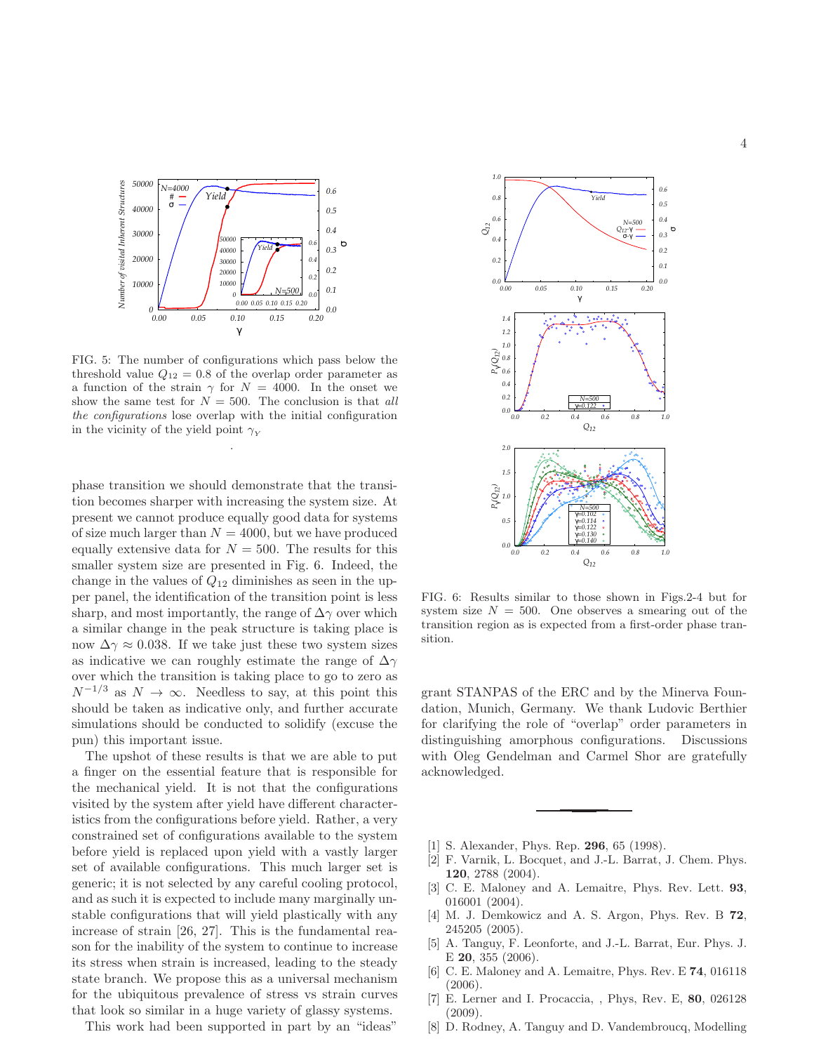FIG. 5: The number of configurations which pass below the threshold value $Q_{12} = 0.8$ of the overlap order parameter as a function of the strain $\gamma$ for $N = 4000$. In the onset we show the same test for $N = 500$. The conclusion is that *all the configurations* lose overlap with the initial configuration in the vicinity of the yield point $\gamma_Y$

.

phase transition we should demonstrate that the transition becomes sharper with increasing the system size. At present we cannot produce equally good data for systems of size much larger than $N = 4000$, but we have produced equally extensive data for $N = 500$. The results for this smaller system size are presented in Fig. 6. Indeed, the change in the values of $Q_{12}$ diminishes as seen in the upper panel, the identification of the transition point is less sharp, and most importantly, the range of $\Delta\gamma$ over which a similar change in the peak structure is taking place is now $\Delta\gamma \approx 0.038$. If we take just these two system sizes as indicative we can roughly estimate the range of $\Delta\gamma$ over which the transition is taking place to go to zero as $N^{-1/3}$ as $N \to \infty$. Needless to say, at this point this should be taken as indicative only, and further accurate simulations should be conducted to solidify (excuse the pun) this important issue.

The upshot of these results is that we are able to put a finger on the essential feature that is responsible for the mechanical yield. It is not that the configurations visited by the system after yield have different characteristics from the configurations before yield. Rather, a very constrained set of configurations available to the system before yield is replaced upon yield with a vastly larger set of available configurations. This much larger set is generic; it is not selected by any careful cooling protocol, and as such it is expected to include many marginally unstable configurations that will yield plastically with any increase of strain [26, 27]. This is the fundamental reason for the inability of the system to continue to increase its stress when strain is increased, leading to the steady state branch. We propose this as a universal mechanism for the ubiquitous prevalence of stress vs strain curves that look so similar in a huge variety of glassy systems.

This work had been supported in part by an "ideas" grant STANPAS of the ERC and by the Minerva Foundation, Munich, Germany. We thank Ludovic Berthier for clarifying the role of "overlap" order parameters in distinguishing amorphous configurations. Discussions with Oleg Gendelman and Carmel Shor are gratefully acknowledged.

FIG. 6: Results similar to those shown in Figs.2-4 but for system size $N = 500$. One observes a smearing out of the transition region as is expected from a first-order phase transition.

---

- [1] S. Alexander, Phys. Rep. **296**, 65 (1998).
- [2] F. Varnik, L. Bocquet, and J.-L. Barrat, J. Chem. Phys. **120**, 2788 (2004).
- [3] C. E. Maloney and A. Lemaitre, Phys. Rev. Lett. **93**, 016001 (2004).
- [4] M. J. Demkowicz and A. S. Argon, Phys. Rev. B **72**, 245205 (2005).
- [5] A. Tanguy, F. Leonforte, and J.-L. Barrat, Eur. Phys. J. E **20**, 355 (2006).
- [6] C. E. Maloney and A. Lemaitre, Phys. Rev. E **74**, 016118 (2006).
- [7] E. Lerner and I. Procaccia, , Phys, Rev. E, **80**, 026128 (2009).
- [8] D. Rodney, A. Tanguy and D. Vandembroucq, Modelling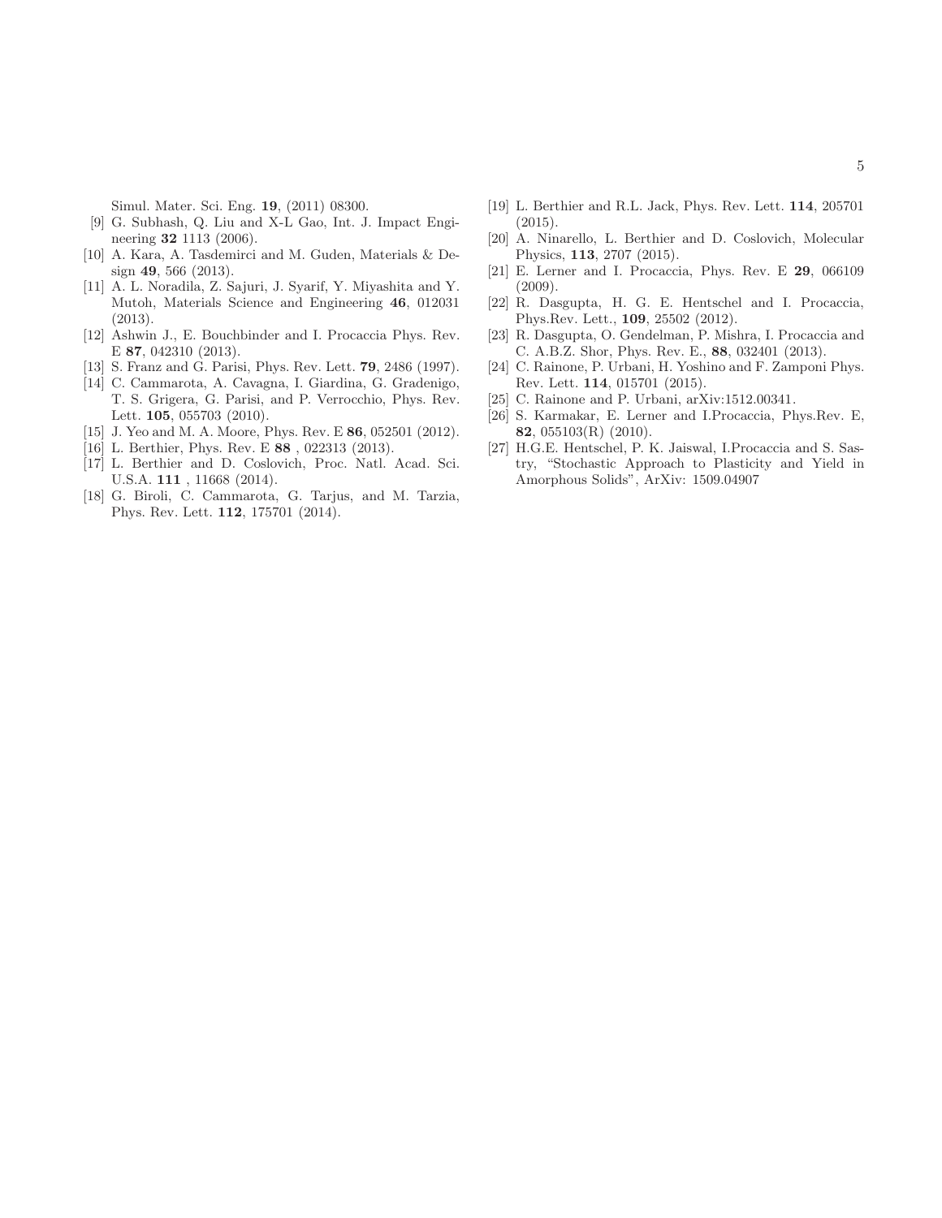Simul. Mater. Sci. Eng. **19**, (2011) 08300.

[9] G. Subhash, Q. Liu and X-L Gao, Int. J. Impact Engineering **32** 1113 (2006).

[10] A. Kara, A. Tasdemirci and M. Guden, Materials & Design **49**, 566 (2013).

[11] A. L. Noradila, Z. Sajuri, J. Syarif, Y. Miyashita and Y. Mutoh, Materials Science and Engineering **46**, 012031 (2013).

[12] Ashwin J., E. Bouchbinder and I. Procaccia Phys. Rev. E **87**, 042310 (2013).

[13] S. Franz and G. Parisi, Phys. Rev. Lett. **79**, 2486 (1997).

[14] C. Cammarota, A. Cavagna, I. Giardina, G. Gradenigo, T. S. Grigera, G. Parisi, and P. Verrocchio, Phys. Rev. Lett. **105**, 055703 (2010).

[15] J. Yeo and M. A. Moore, Phys. Rev. E **86**, 052501 (2012).

[16] L. Berthier, Phys. Rev. E **88** , 022313 (2013).

[17] L. Berthier and D. Coslovich, Proc. Natl. Acad. Sci. U.S.A. **111** , 11668 (2014).

[18] G. Biroli, C. Cammarota, G. Tarjus, and M. Tarzia, Phys. Rev. Lett. **112**, 175701 (2014).

[19] L. Berthier and R.L. Jack, Phys. Rev. Lett. **114**, 205701 (2015).

[20] A. Ninarello, L. Berthier and D. Coslovich, Molecular Physics, **113**, 2707 (2015).

[21] E. Lerner and I. Procaccia, Phys. Rev. E **29**, 066109 (2009).

[22] R. Dasgupta, H. G. E. Hentschel and I. Procaccia, Phys.Rev. Lett., **109**, 25502 (2012).

[23] R. Dasgupta, O. Gendelman, P. Mishra, I. Procaccia and C. A.B.Z. Shor, Phys. Rev. E., **88**, 032401 (2013).

[24] C. Rainone, P. Urbani, H. Yoshino and F. Zamponi Phys. Rev. Lett. **114**, 015701 (2015).

[25] C. Rainone and P. Urbani, arXiv:1512.00341.

[26] S. Karmakar, E. Lerner and I.Procaccia, Phys.Rev. E, **82**, 055103(R) (2010).

[27] H.G.E. Hentschel, P. K. Jaiswal, I.Procaccia and S. Sastry, "Stochastic Approach to Plasticity and Yield in Amorphous Solids", ArXiv: 1509.04907